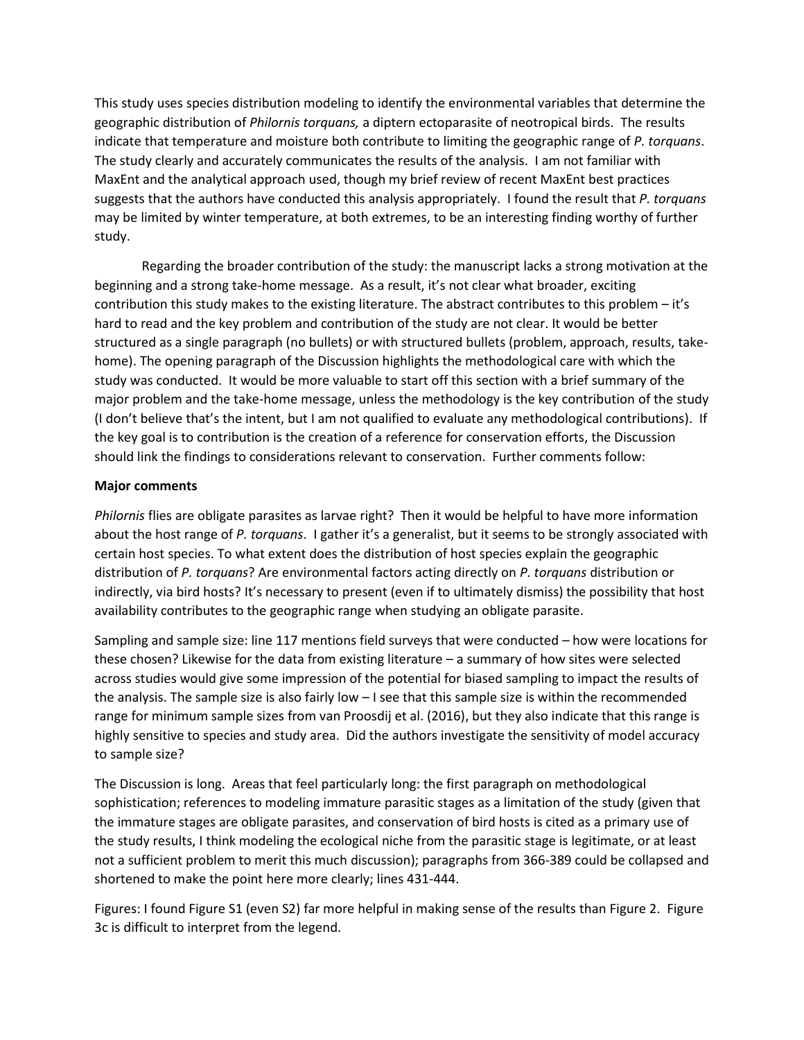This study uses species distribution modeling to identify the environmental variables that determine the geographic distribution of *Philornis torquans,* a diptern ectoparasite of neotropical birds. The results indicate that temperature and moisture both contribute to limiting the geographic range of *P. torquans*. The study clearly and accurately communicates the results of the analysis. I am not familiar with MaxEnt and the analytical approach used, though my brief review of recent MaxEnt best practices suggests that the authors have conducted this analysis appropriately. I found the result that *P. torquans* may be limited by winter temperature, at both extremes, to be an interesting finding worthy of further study.

Regarding the broader contribution of the study: the manuscript lacks a strong motivation at the beginning and a strong take-home message. As a result, it's not clear what broader, exciting contribution this study makes to the existing literature. The abstract contributes to this problem – it's hard to read and the key problem and contribution of the study are not clear. It would be better structured as a single paragraph (no bullets) or with structured bullets (problem, approach, results, take-home). The opening paragraph of the Discussion highlights the methodological care with which the study was conducted. It would be more valuable to start off this section with a brief summary of the major problem and the take-home message, unless the methodology is the key contribution of the study (I don't believe that's the intent, but I am not qualified to evaluate any methodological contributions). If the key goal is to contribution is the creation of a reference for conservation efforts, the Discussion should link the findings to considerations relevant to conservation. Further comments follow:

**Major comments**

*Philornis* flies are obligate parasites as larvae right? Then it would be helpful to have more information about the host range of *P. torquans*. I gather it's a generalist, but it seems to be strongly associated with certain host species. To what extent does the distribution of host species explain the geographic distribution of *P. torquans*? Are environmental factors acting directly on *P. torquans* distribution or indirectly, via bird hosts? It's necessary to present (even if to ultimately dismiss) the possibility that host availability contributes to the geographic range when studying an obligate parasite.

Sampling and sample size: line 117 mentions field surveys that were conducted – how were locations for these chosen? Likewise for the data from existing literature – a summary of how sites were selected across studies would give some impression of the potential for biased sampling to impact the results of the analysis. The sample size is also fairly low – I see that this sample size is within the recommended range for minimum sample sizes from van Proosdij et al. (2016), but they also indicate that this range is highly sensitive to species and study area. Did the authors investigate the sensitivity of model accuracy to sample size?

The Discussion is long. Areas that feel particularly long: the first paragraph on methodological sophistication; references to modeling immature parasitic stages as a limitation of the study (given that the immature stages are obligate parasites, and conservation of bird hosts is cited as a primary use of the study results, I think modeling the ecological niche from the parasitic stage is legitimate, or at least not a sufficient problem to merit this much discussion); paragraphs from 366-389 could be collapsed and shortened to make the point here more clearly; lines 431-444.

Figures: I found Figure S1 (even S2) far more helpful in making sense of the results than Figure 2. Figure 3c is difficult to interpret from the legend.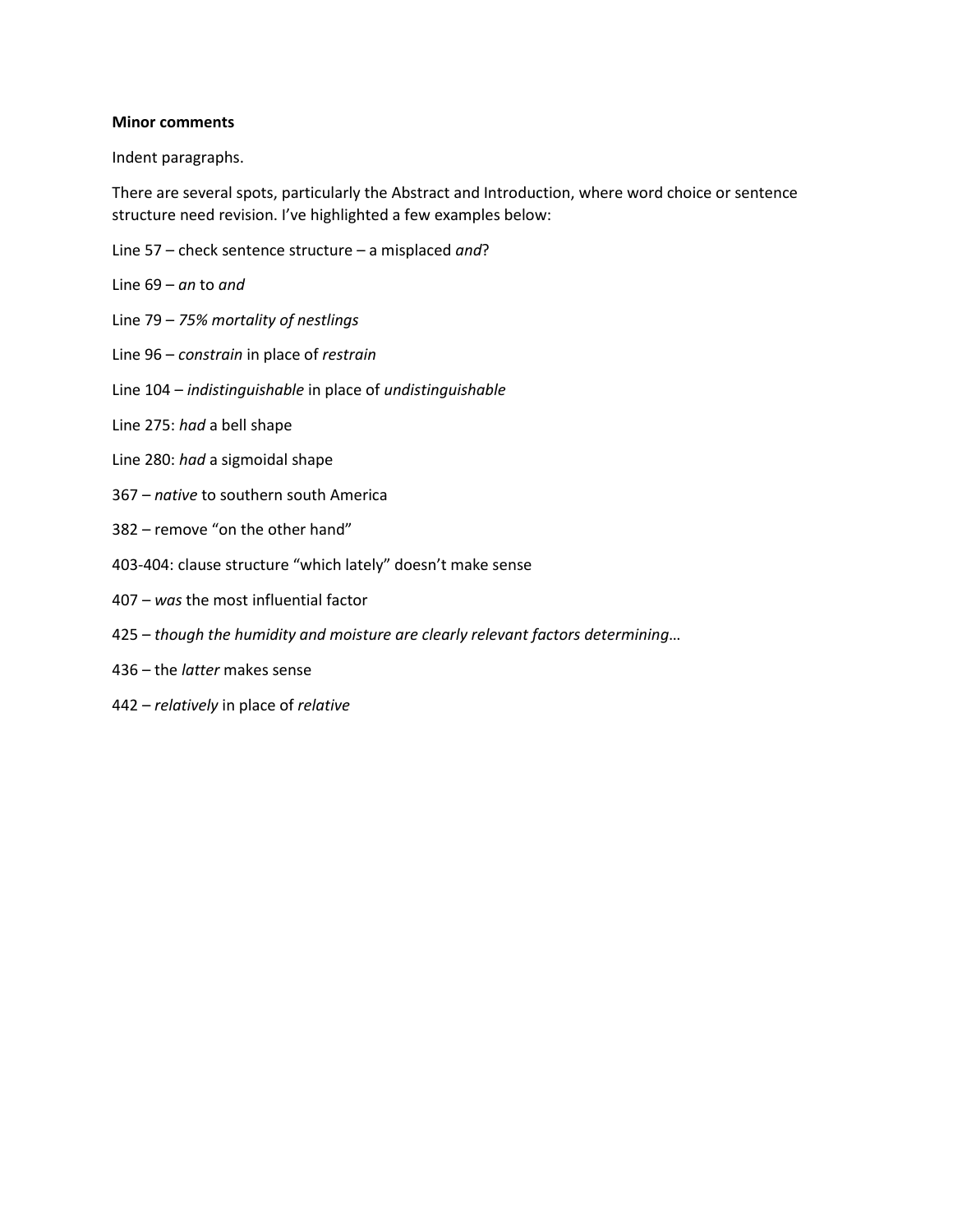**Minor comments**

Indent paragraphs.

There are several spots, particularly the Abstract and Introduction, where word choice or sentence structure need revision. I've highlighted a few examples below:

Line 57 – check sentence structure – a misplaced *and*?

Line 69 – *an* to *and*

Line 79 – *75% mortality of nestlings*

Line 96 – *constrain* in place of *restrain*

Line 104 – *indistinguishable* in place of *undistinguishable*

Line 275: *had* a bell shape

Line 280: *had* a sigmoidal shape

367 – *native* to southern south America

382 – remove "on the other hand"

403-404: clause structure "which lately" doesn't make sense

407 – *was* the most influential factor

425 – *though the humidity and moisture are clearly relevant factors determining…*

436 – the *latter* makes sense

442 – *relatively* in place of *relative*